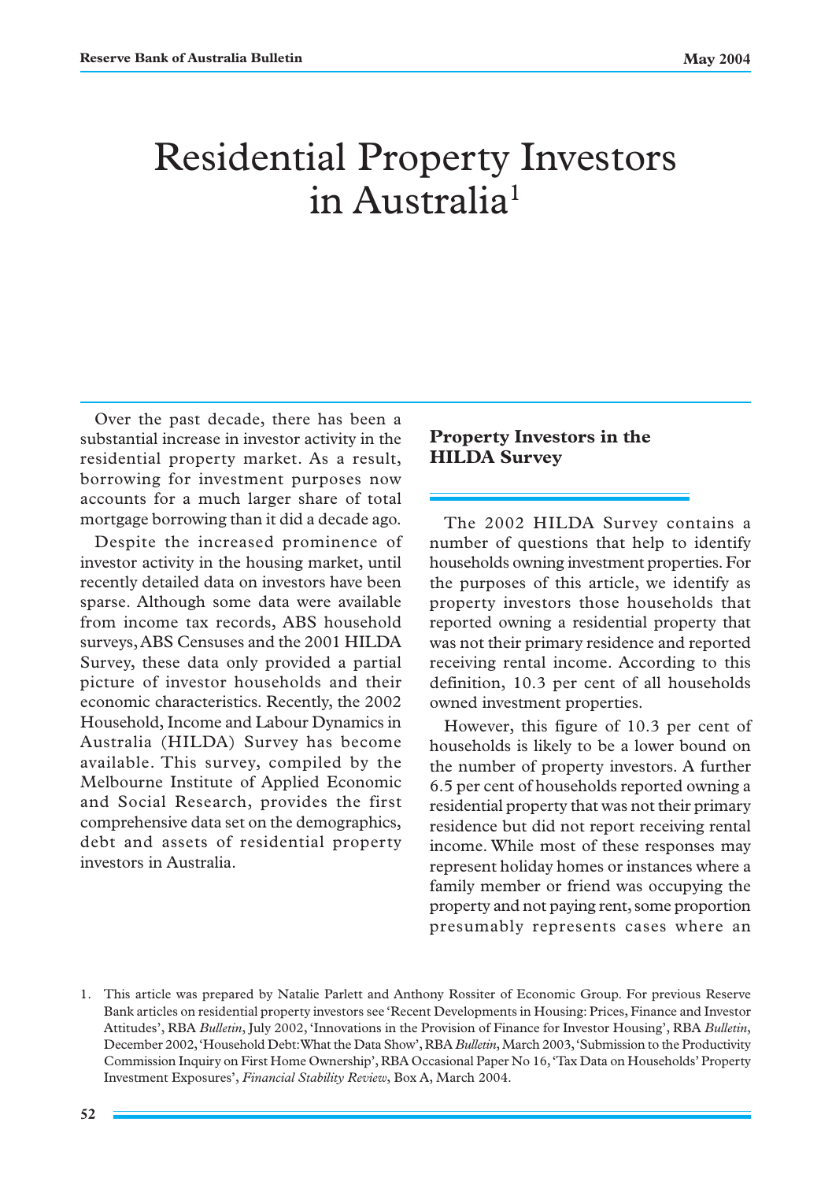# Residential Property Investors in Australia[1]

Over the past decade, there has been a substantial increase in investor activity in the residential property market. As a result, borrowing for investment purposes now accounts for a much larger share of total mortgage borrowing than it did a decade ago.

Despite the increased prominence of investor activity in the housing market, until recently detailed data on investors have been sparse. Although some data were available from income tax records, ABS household surveys, ABS Censuses and the 2001 HILDA Survey, these data only provided a partial picture of investor households and their economic characteristics. Recently, the 2002 Household, Income and Labour Dynamics in Australia (HILDA) Survey has become available. This survey, compiled by the Melbourne Institute of Applied Economic and Social Research, provides the first comprehensive data set on the demographics, debt and assets of residential property investors in Australia.

## Property Investors in the HILDA Survey

The 2002 HILDA Survey contains a number of questions that help to identify households owning investment properties. For the purposes of this article, we identify as property investors those households that reported owning a residential property that was not their primary residence and reported receiving rental income. According to this definition, 10.3 per cent of all households owned investment properties.

However, this figure of 10.3 per cent of households is likely to be a lower bound on the number of property investors. A further 6.5 per cent of households reported owning a residential property that was not their primary residence but did not report receiving rental income. While most of these responses may represent holiday homes or instances where a family member or friend was occupying the property and not paying rent, some proportion presumably represents cases where an

1. This article was prepared by Natalie Parlett and Anthony Rossiter of Economic Group. For previous Reserve Bank articles on residential property investors see 'Recent Developments in Housing: Prices, Finance and Investor Attitudes', RBA *Bulletin*, July 2002, 'Innovations in the Provision of Finance for Investor Housing', RBA *Bulletin*, December 2002, 'Household Debt: What the Data Show', RBA *Bulletin*, March 2003, 'Submission to the Productivity Commission Inquiry on First Home Ownership', RBA Occasional Paper No 16, 'Tax Data on Households' Property Investment Exposures', *Financial Stability Review*, Box A, March 2004.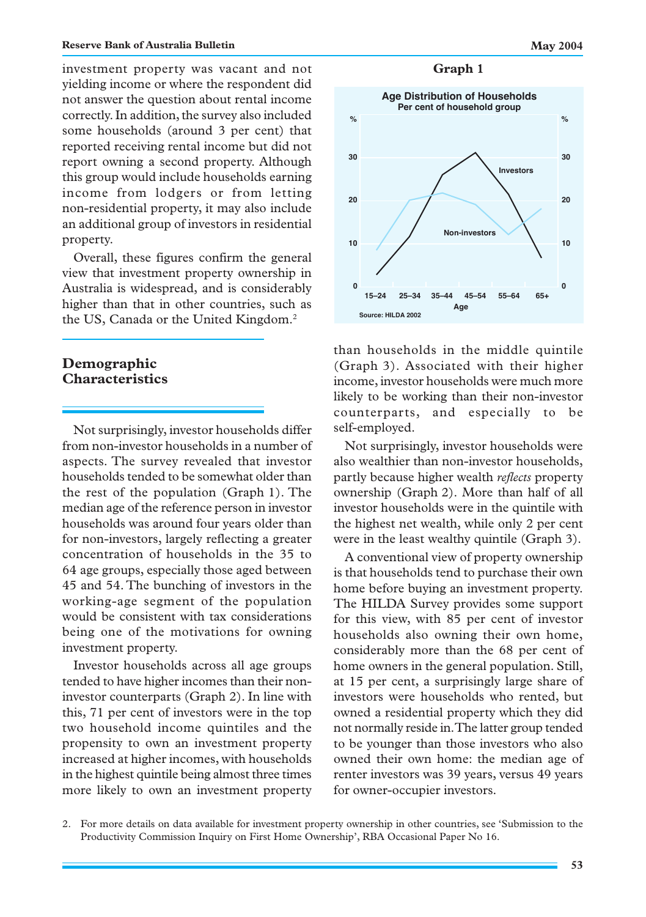investment property was vacant and not yielding income or where the respondent did not answer the question about rental income correctly. In addition, the survey also included some households (around 3 per cent) that reported receiving rental income but did not report owning a second property. Although this group would include households earning income from lodgers or from letting non-residential property, it may also include an additional group of investors in residential property.

Overall, these figures confirm the general view that investment property ownership in Australia is widespread, and is considerably higher than that in other countries, such as the US, Canada or the United Kingdom.[2]

## Demographic Characteristics

Not surprisingly, investor households differ from non-investor households in a number of aspects. The survey revealed that investor households tended to be somewhat older than the rest of the population (Graph 1). The median age of the reference person in investor households was around four years older than for non-investors, largely reflecting a greater concentration of households in the 35 to 64 age groups, especially those aged between 45 and 54. The bunching of investors in the working-age segment of the population would be consistent with tax considerations being one of the motivations for owning investment property.

Investor households across all age groups tended to have higher incomes than their non-investor counterparts (Graph 2). In line with this, 71 per cent of investors were in the top two household income quintiles and the propensity to own an investment property increased at higher incomes, with households in the highest quintile being almost three times more likely to own an investment property than households in the middle quintile (Graph 3). Associated with their higher income, investor households were much more likely to be working than their non-investor counterparts, and especially to be self-employed.

**Graph 1**

**Age Distribution of Households**
Per cent of household group

Source: HILDA 2002

Not surprisingly, investor households were also wealthier than non-investor households, partly because higher wealth *reflects* property ownership (Graph 2). More than half of all investor households were in the quintile with the highest net wealth, while only 2 per cent were in the least wealthy quintile (Graph 3).

A conventional view of property ownership is that households tend to purchase their own home before buying an investment property. The HILDA Survey provides some support for this view, with 85 per cent of investor households also owning their own home, considerably more than the 68 per cent of home owners in the general population. Still, at 15 per cent, a surprisingly large share of investors were households who rented, but owned a residential property which they did not normally reside in. The latter group tended to be younger than those investors who also owned their own home: the median age of renter investors was 39 years, versus 49 years for owner-occupier investors.

2. For more details on data available for investment property ownership in other countries, see 'Submission to the Productivity Commission Inquiry on First Home Ownership', RBA Occasional Paper No 16.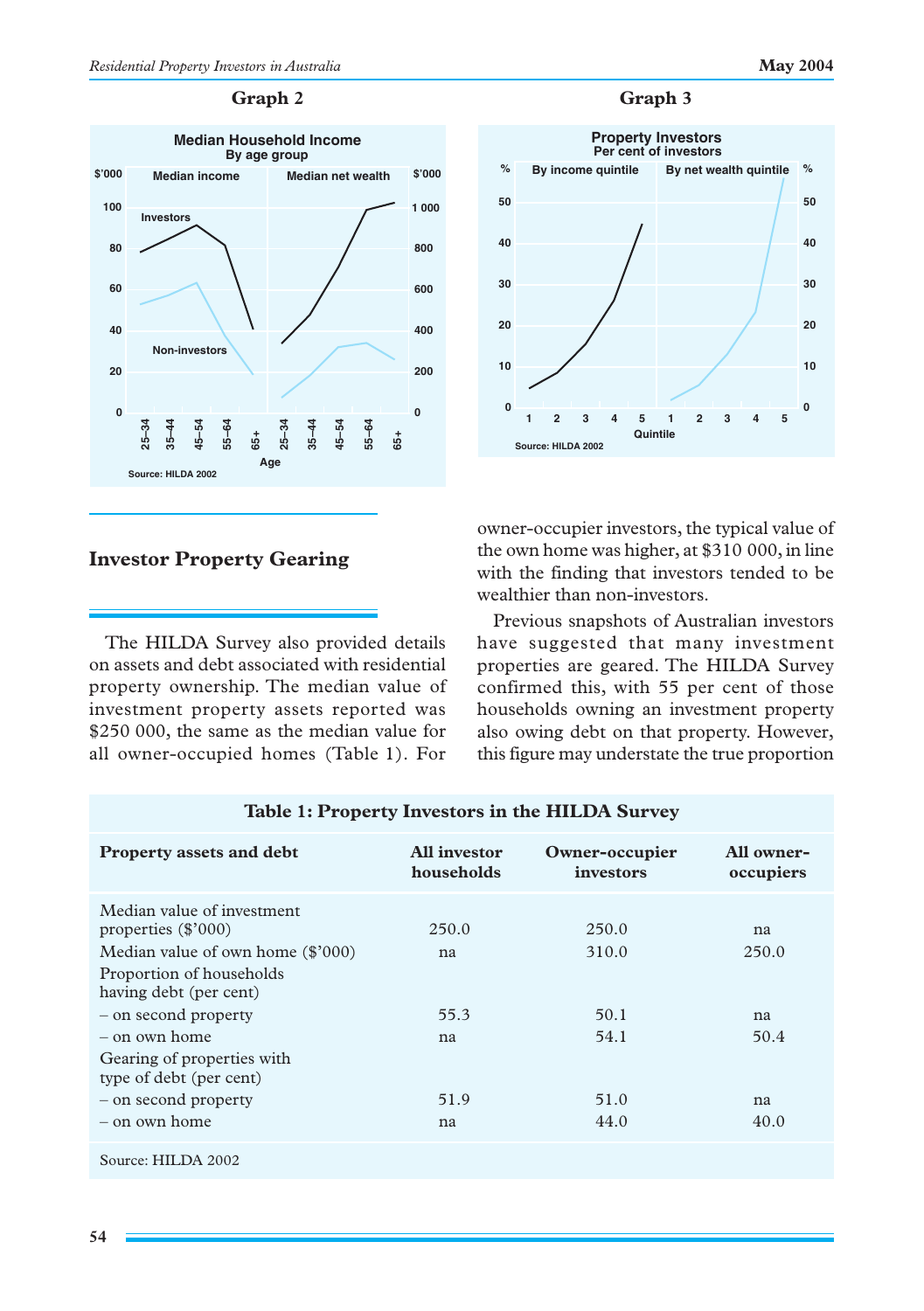**Graph 2**

**Graph 3**

## Investor Property Gearing

The HILDA Survey also provided details on assets and debt associated with residential property ownership. The median value of investment property assets reported was $250 000, the same as the median value for all owner-occupied homes (Table 1). For owner-occupier investors, the typical value of the own home was higher, at $310 000, in line with the finding that investors tended to be wealthier than non-investors.

Previous snapshots of Australian investors have suggested that many investment properties are geared. The HILDA Survey confirmed this, with 55 per cent of those households owning an investment property also owing debt on that property. However, this figure may understate the true proportion

**Table 1: Property Investors in the HILDA Survey**

| Property assets and debt | All investor households | Owner-occupier investors | All owner-occupiers |
|---|---|---|---|
| Median value of investment properties ($'000) | 250.0 | 250.0 | na |
| Median value of own home ($'000) | na | 310.0 | 250.0 |
| Proportion of households having debt (per cent) | | | |
| – on second property | 55.3 | 50.1 | na |
| – on own home | na | 54.1 | 50.4 |
| Gearing of properties with type of debt (per cent) | | | |
| – on second property | 51.9 | 51.0 | na |
| – on own home | na | 44.0 | 40.0 |

Source: HILDA 2002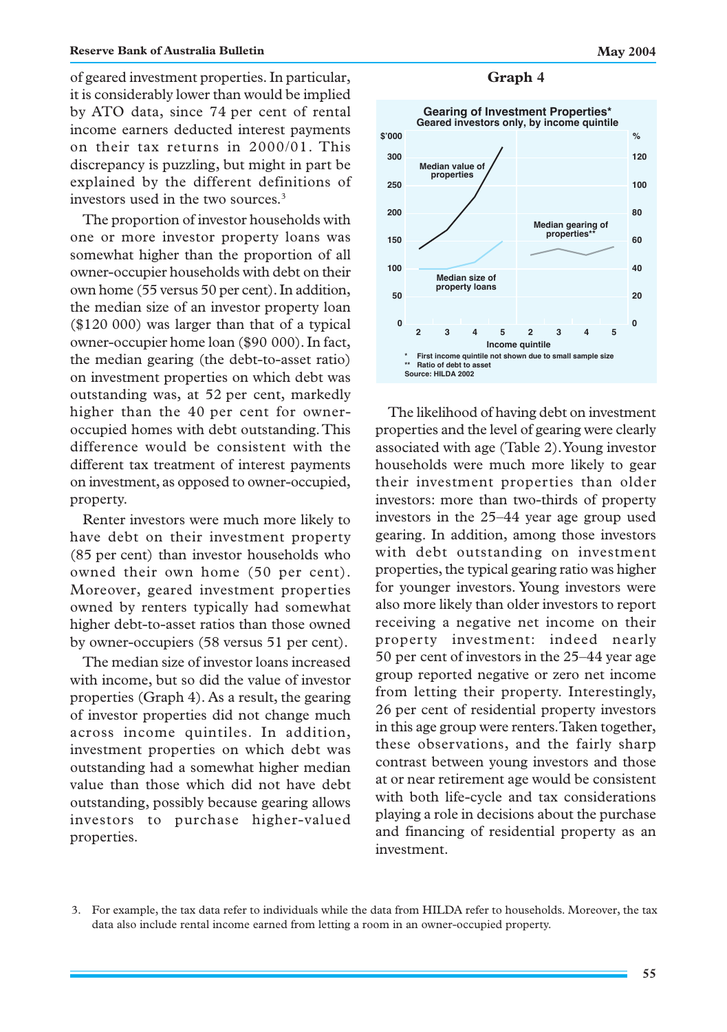of geared investment properties. In particular, it is considerably lower than would be implied by ATO data, since 74 per cent of rental income earners deducted interest payments on their tax returns in 2000/01. This discrepancy is puzzling, but might in part be explained by the different definitions of investors used in the two sources.[3]

The proportion of investor households with one or more investor property loans was somewhat higher than the proportion of all owner-occupier households with debt on their own home (55 versus 50 per cent). In addition, the median size of an investor property loan ($120 000) was larger than that of a typical owner-occupier home loan ($90 000). In fact, the median gearing (the debt-to-asset ratio) on investment properties on which debt was outstanding was, at 52 per cent, markedly higher than the 40 per cent for owner-occupied homes with debt outstanding. This difference would be consistent with the different tax treatment of interest payments on investment, as opposed to owner-occupied, property.

Renter investors were much more likely to have debt on their investment property (85 per cent) than investor households who owned their own home (50 per cent). Moreover, geared investment properties owned by renters typically had somewhat higher debt-to-asset ratios than those owned by owner-occupiers (58 versus 51 per cent).

The median size of investor loans increased with income, but so did the value of investor properties (Graph 4). As a result, the gearing of investor properties did not change much across income quintiles. In addition, investment properties on which debt was outstanding had a somewhat higher median value than those which did not have debt outstanding, possibly because gearing allows investors to purchase higher-valued properties.

**Graph 4**

**Gearing of Investment Properties***
Geared investors only, by income quintile

* First income quintile not shown due to small sample size
** Ratio of debt to asset
Source: HILDA 2002

The likelihood of having debt on investment properties and the level of gearing were clearly associated with age (Table 2). Young investor households were much more likely to gear their investment properties than older investors: more than two-thirds of property investors in the 25–44 year age group used gearing. In addition, among those investors with debt outstanding on investment properties, the typical gearing ratio was higher for younger investors. Young investors were also more likely than older investors to report receiving a negative net income on their property investment: indeed nearly 50 per cent of investors in the 25–44 year age group reported negative or zero net income from letting their property. Interestingly, 26 per cent of residential property investors in this age group were renters. Taken together, these observations, and the fairly sharp contrast between young investors and those at or near retirement age would be consistent with both life-cycle and tax considerations playing a role in decisions about the purchase and financing of residential property as an investment.

3. For example, the tax data refer to individuals while the data from HILDA refer to households. Moreover, the tax data also include rental income earned from letting a room in an owner-occupied property.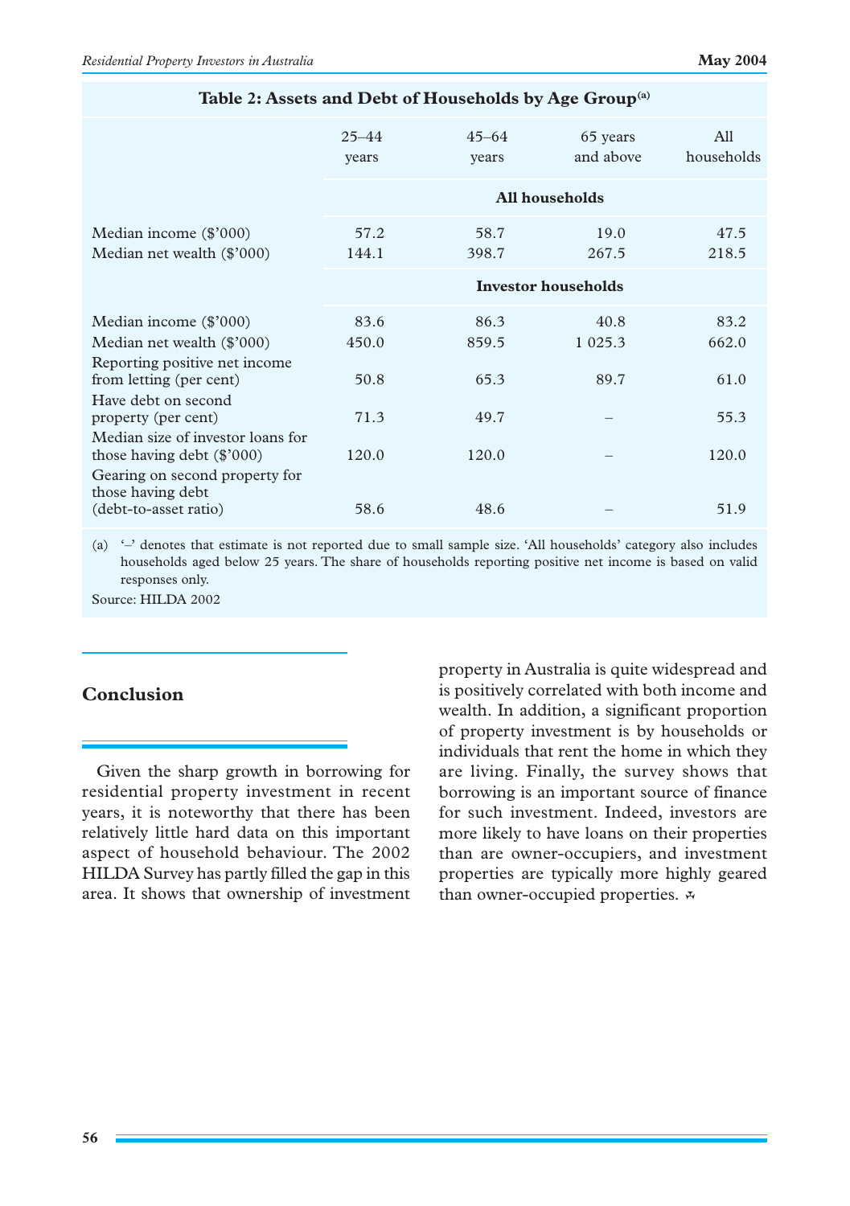**Table 2: Assets and Debt of Households by Age Group**[(a)]

| | 25–44 years | 45–64 years | 65 years and above | All households |
|---|---|---|---|---|
| | **All households** | | | |
| Median income ($'000) | 57.2 | 58.7 | 19.0 | 47.5 |
| Median net wealth ($'000) | 144.1 | 398.7 | 267.5 | 218.5 |
| | **Investor households** | | | |
| Median income ($'000) | 83.6 | 86.3 | 40.8 | 83.2 |
| Median net wealth ($'000) | 450.0 | 859.5 | 1 025.3 | 662.0 |
| Reporting positive net income from letting (per cent) | 50.8 | 65.3 | 89.7 | 61.0 |
| Have debt on second property (per cent) | 71.3 | 49.7 | – | 55.3 |
| Median size of investor loans for those having debt ($'000) | 120.0 | 120.0 | – | 120.0 |
| Gearing on second property for those having debt (debt-to-asset ratio) | 58.6 | 48.6 | – | 51.9 |

(a) '–' denotes that estimate is not reported due to small sample size. 'All households' category also includes households aged below 25 years. The share of households reporting positive net income is based on valid responses only.

Source: HILDA 2002

## Conclusion

Given the sharp growth in borrowing for residential property investment in recent years, it is noteworthy that there has been relatively little hard data on this important aspect of household behaviour. The 2002 HILDA Survey has partly filled the gap in this area. It shows that ownership of investment property in Australia is quite widespread and is positively correlated with both income and wealth. In addition, a significant proportion of property investment is by households or individuals that rent the home in which they are living. Finally, the survey shows that borrowing is an important source of finance for such investment. Indeed, investors are more likely to have loans on their properties than are owner-occupiers, and investment properties are typically more highly geared than owner-occupied properties.